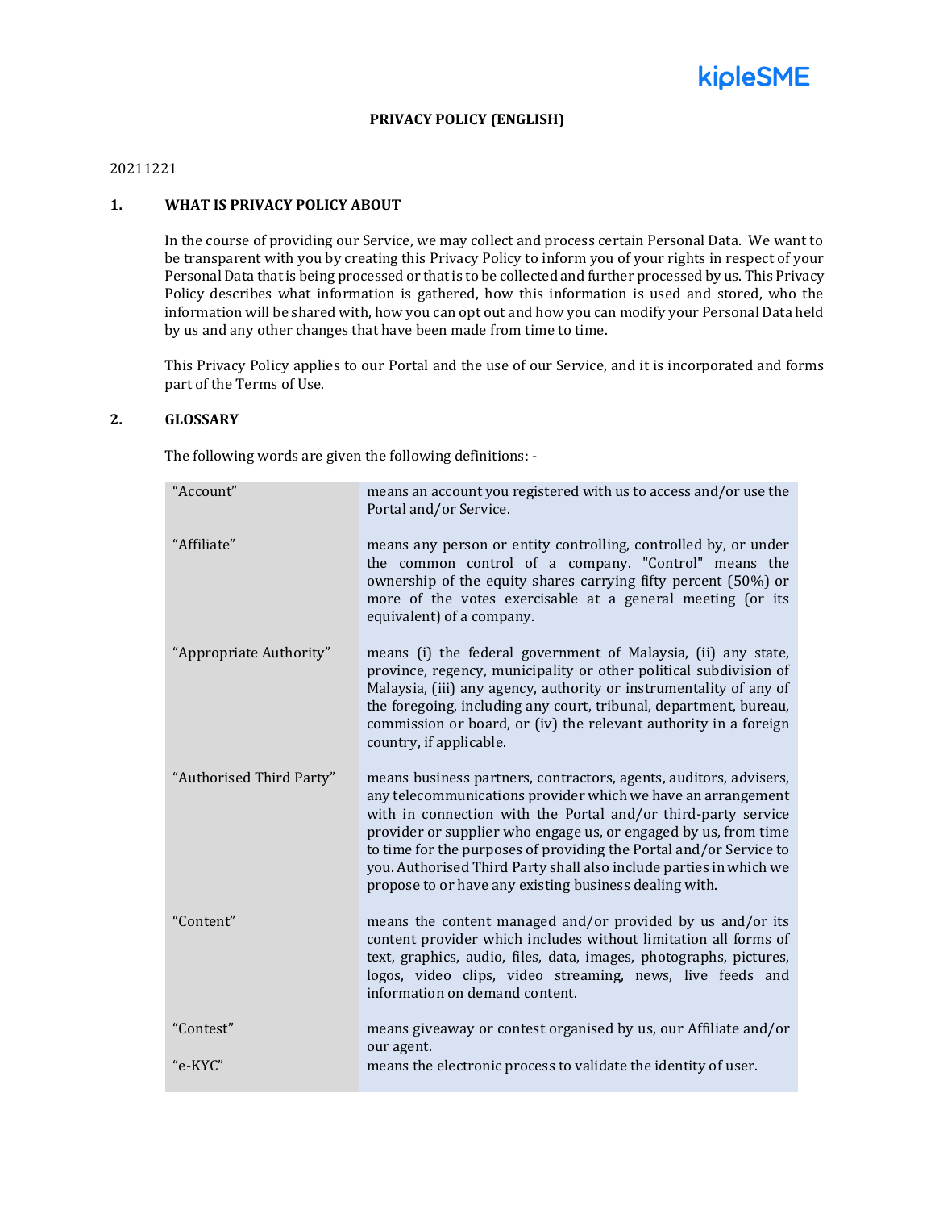kipleSME

# PRIVACY POLICY (ENGLISH)

20211221

## 1. WHAT IS PRIVACY POLICY ABOUT

In the course of providing our Service, we may collect and process certain Personal Data. We want to be transparent with you by creating this Privacy Policy to inform you of your rights in respect of your Personal Data that is being processed or that is to be collected and further processed by us. This Privacy Policy describes what information is gathered, how this information is used and stored, who the information will be shared with, how you can opt out and how you can modify your Personal Data held by us and any other changes that have been made from time to time.

This Privacy Policy applies to our Portal and the use of our Service, and it is incorporated and forms part of the Terms of Use.

## 2. GLOSSARY

The following words are given the following definitions: -

| Term | Definition |
|---|---|
| "Account" | means an account you registered with us to access and/or use the Portal and/or Service. |
| "Affiliate" | means any person or entity controlling, controlled by, or under the common control of a company. "Control" means the ownership of the equity shares carrying fifty percent (50%) or more of the votes exercisable at a general meeting (or its equivalent) of a company. |
| "Appropriate Authority" | means (i) the federal government of Malaysia, (ii) any state, province, regency, municipality or other political subdivision of Malaysia, (iii) any agency, authority or instrumentality of any of the foregoing, including any court, tribunal, department, bureau, commission or board, or (iv) the relevant authority in a foreign country, if applicable. |
| "Authorised Third Party" | means business partners, contractors, agents, auditors, advisers, any telecommunications provider which we have an arrangement with in connection with the Portal and/or third-party service provider or supplier who engage us, or engaged by us, from time to time for the purposes of providing the Portal and/or Service to you. Authorised Third Party shall also include parties in which we propose to or have any existing business dealing with. |
| "Content" | means the content managed and/or provided by us and/or its content provider which includes without limitation all forms of text, graphics, audio, files, data, images, photographs, pictures, logos, video clips, video streaming, news, live feeds and information on demand content. |
| "Contest" | means giveaway or contest organised by us, our Affiliate and/or our agent. |
| "e-KYC" | means the electronic process to validate the identity of user. |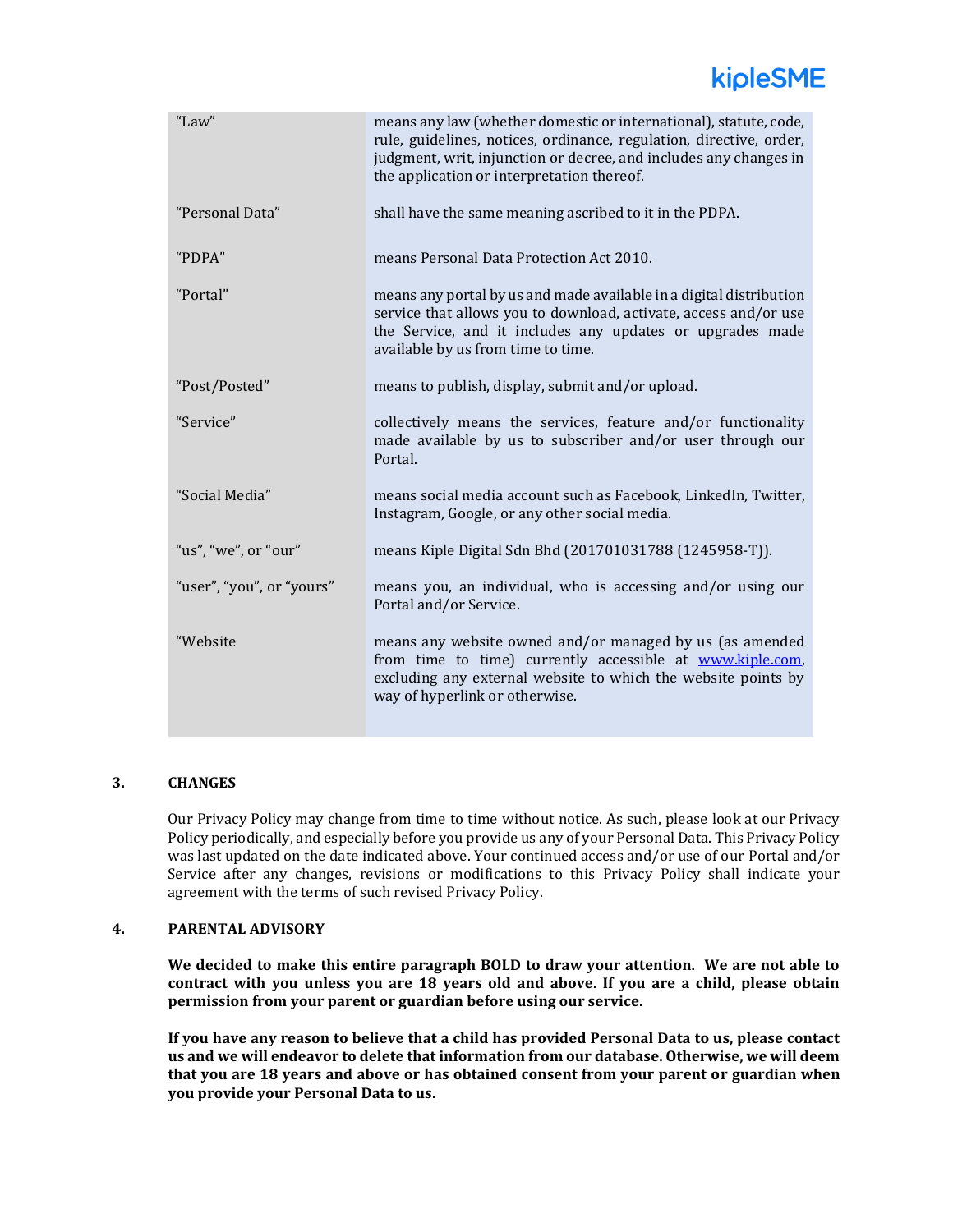| | |
|---|---|
| "Law" | means any law (whether domestic or international), statute, code, rule, guidelines, notices, ordinance, regulation, directive, order, judgment, writ, injunction or decree, and includes any changes in the application or interpretation thereof. |
| "Personal Data" | shall have the same meaning ascribed to it in the PDPA. |
| "PDPA" | means Personal Data Protection Act 2010. |
| "Portal" | means any portal by us and made available in a digital distribution service that allows you to download, activate, access and/or use the Service, and it includes any updates or upgrades made available by us from time to time. |
| "Post/Posted" | means to publish, display, submit and/or upload. |
| "Service" | collectively means the services, feature and/or functionality made available by us to subscriber and/or user through our Portal. |
| "Social Media" | means social media account such as Facebook, LinkedIn, Twitter, Instagram, Google, or any other social media. |
| "us", "we", or "our" | means Kiple Digital Sdn Bhd (201701031788 (1245958-T)). |
| "user", "you", or "yours" | means you, an individual, who is accessing and/or using our Portal and/or Service. |
| "Website | means any website owned and/or managed by us (as amended from time to time) currently accessible at [www.kiple.com](www.kiple.com), excluding any external website to which the website points by way of hyperlink or otherwise. |

## 3. CHANGES

Our Privacy Policy may change from time to time without notice. As such, please look at our Privacy Policy periodically, and especially before you provide us any of your Personal Data. This Privacy Policy was last updated on the date indicated above. Your continued access and/or use of our Portal and/or Service after any changes, revisions or modifications to this Privacy Policy shall indicate your agreement with the terms of such revised Privacy Policy.

## 4. PARENTAL ADVISORY

**We decided to make this entire paragraph BOLD to draw your attention. We are not able to contract with you unless you are 18 years old and above. If you are a child, please obtain permission from your parent or guardian before using our service.**

**If you have any reason to believe that a child has provided Personal Data to us, please contact us and we will endeavor to delete that information from our database. Otherwise, we will deem that you are 18 years and above or has obtained consent from your parent or guardian when you provide your Personal Data to us.**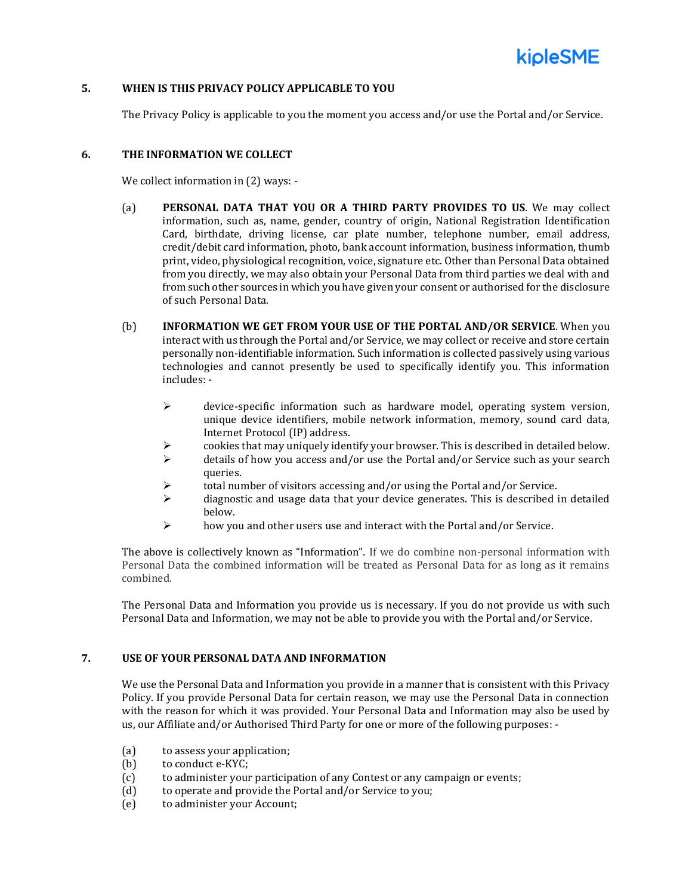## 5. WHEN IS THIS PRIVACY POLICY APPLICABLE TO YOU

The Privacy Policy is applicable to you the moment you access and/or use the Portal and/or Service.

## 6. THE INFORMATION WE COLLECT

We collect information in (2) ways: -

(a) **PERSONAL DATA THAT YOU OR A THIRD PARTY PROVIDES TO US**. We may collect information, such as, name, gender, country of origin, National Registration Identification Card, birthdate, driving license, car plate number, telephone number, email address, credit/debit card information, photo, bank account information, business information, thumb print, video, physiological recognition, voice, signature etc. Other than Personal Data obtained from you directly, we may also obtain your Personal Data from third parties we deal with and from such other sources in which you have given your consent or authorised for the disclosure of such Personal Data.

(b) **INFORMATION WE GET FROM YOUR USE OF THE PORTAL AND/OR SERVICE**. When you interact with us through the Portal and/or Service, we may collect or receive and store certain personally non-identifiable information. Such information is collected passively using various technologies and cannot presently be used to specifically identify you. This information includes: -

- device-specific information such as hardware model, operating system version, unique device identifiers, mobile network information, memory, sound card data, Internet Protocol (IP) address.
- cookies that may uniquely identify your browser. This is described in detailed below.
- details of how you access and/or use the Portal and/or Service such as your search queries.
- total number of visitors accessing and/or using the Portal and/or Service.
- diagnostic and usage data that your device generates. This is described in detailed below.
- how you and other users use and interact with the Portal and/or Service.

The above is collectively known as "Information". If we do combine non-personal information with Personal Data the combined information will be treated as Personal Data for as long as it remains combined.

The Personal Data and Information you provide us is necessary. If you do not provide us with such Personal Data and Information, we may not be able to provide you with the Portal and/or Service.

## 7. USE OF YOUR PERSONAL DATA AND INFORMATION

We use the Personal Data and Information you provide in a manner that is consistent with this Privacy Policy. If you provide Personal Data for certain reason, we may use the Personal Data in connection with the reason for which it was provided. Your Personal Data and Information may also be used by us, our Affiliate and/or Authorised Third Party for one or more of the following purposes: -

(a) to assess your application;
(b) to conduct e-KYC;
(c) to administer your participation of any Contest or any campaign or events;
(d) to operate and provide the Portal and/or Service to you;
(e) to administer your Account;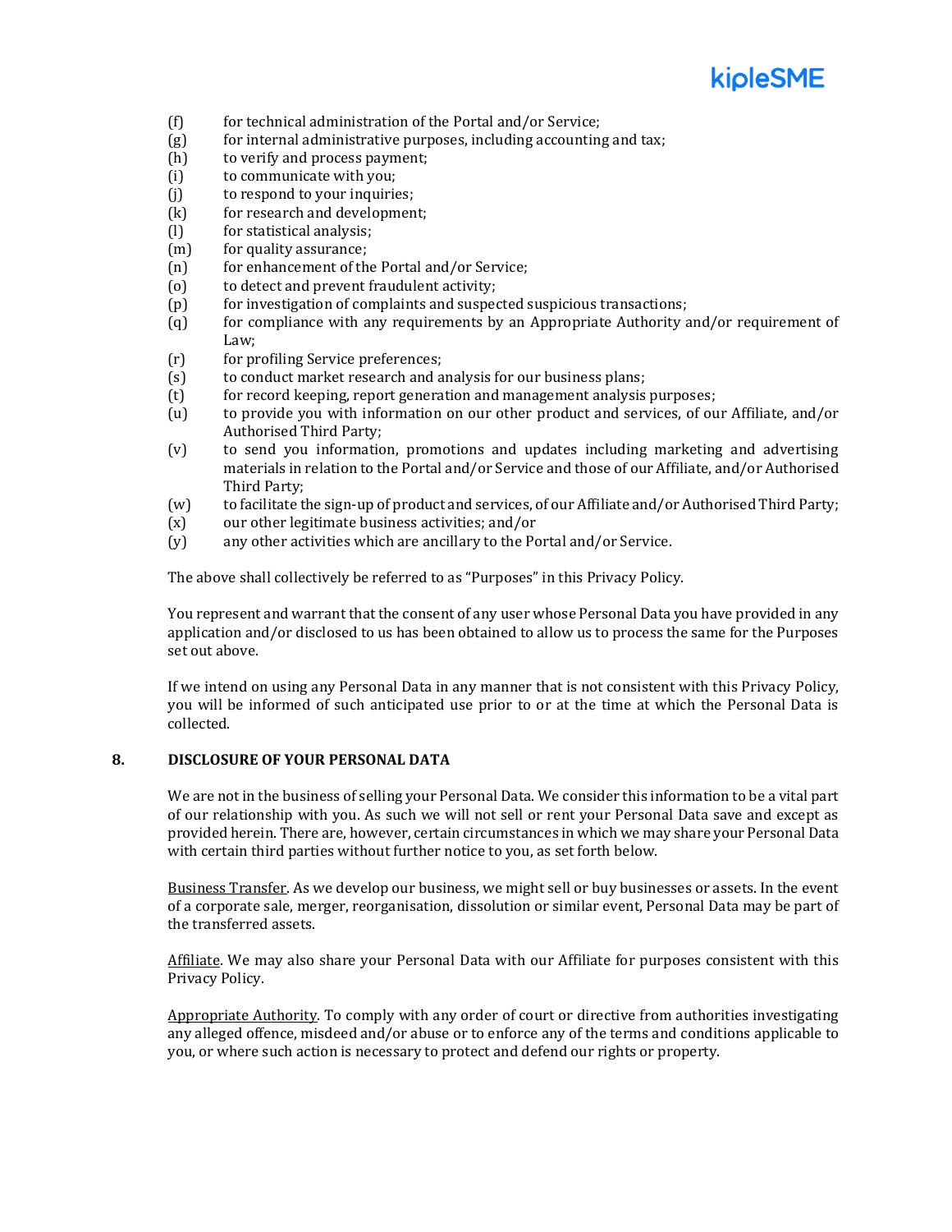(f) for technical administration of the Portal and/or Service;
(g) for internal administrative purposes, including accounting and tax;
(h) to verify and process payment;
(i) to communicate with you;
(j) to respond to your inquiries;
(k) for research and development;
(l) for statistical analysis;
(m) for quality assurance;
(n) for enhancement of the Portal and/or Service;
(o) to detect and prevent fraudulent activity;
(p) for investigation of complaints and suspected suspicious transactions;
(q) for compliance with any requirements by an Appropriate Authority and/or requirement of Law;
(r) for profiling Service preferences;
(s) to conduct market research and analysis for our business plans;
(t) for record keeping, report generation and management analysis purposes;
(u) to provide you with information on our other product and services, of our Affiliate, and/or Authorised Third Party;
(v) to send you information, promotions and updates including marketing and advertising materials in relation to the Portal and/or Service and those of our Affiliate, and/or Authorised Third Party;
(w) to facilitate the sign-up of product and services, of our Affiliate and/or Authorised Third Party;
(x) our other legitimate business activities; and/or
(y) any other activities which are ancillary to the Portal and/or Service.

The above shall collectively be referred to as "Purposes" in this Privacy Policy.

You represent and warrant that the consent of any user whose Personal Data you have provided in any application and/or disclosed to us has been obtained to allow us to process the same for the Purposes set out above.

If we intend on using any Personal Data in any manner that is not consistent with this Privacy Policy, you will be informed of such anticipated use prior to or at the time at which the Personal Data is collected.

## 8. DISCLOSURE OF YOUR PERSONAL DATA

We are not in the business of selling your Personal Data. We consider this information to be a vital part of our relationship with you. As such we will not sell or rent your Personal Data save and except as provided herein. There are, however, certain circumstances in which we may share your Personal Data with certain third parties without further notice to you, as set forth below.

<u>Business Transfer</u>. As we develop our business, we might sell or buy businesses or assets. In the event of a corporate sale, merger, reorganisation, dissolution or similar event, Personal Data may be part of the transferred assets.

<u>Affiliate</u>. We may also share your Personal Data with our Affiliate for purposes consistent with this Privacy Policy.

<u>Appropriate Authority</u>. To comply with any order of court or directive from authorities investigating any alleged offence, misdeed and/or abuse or to enforce any of the terms and conditions applicable to you, or where such action is necessary to protect and defend our rights or property.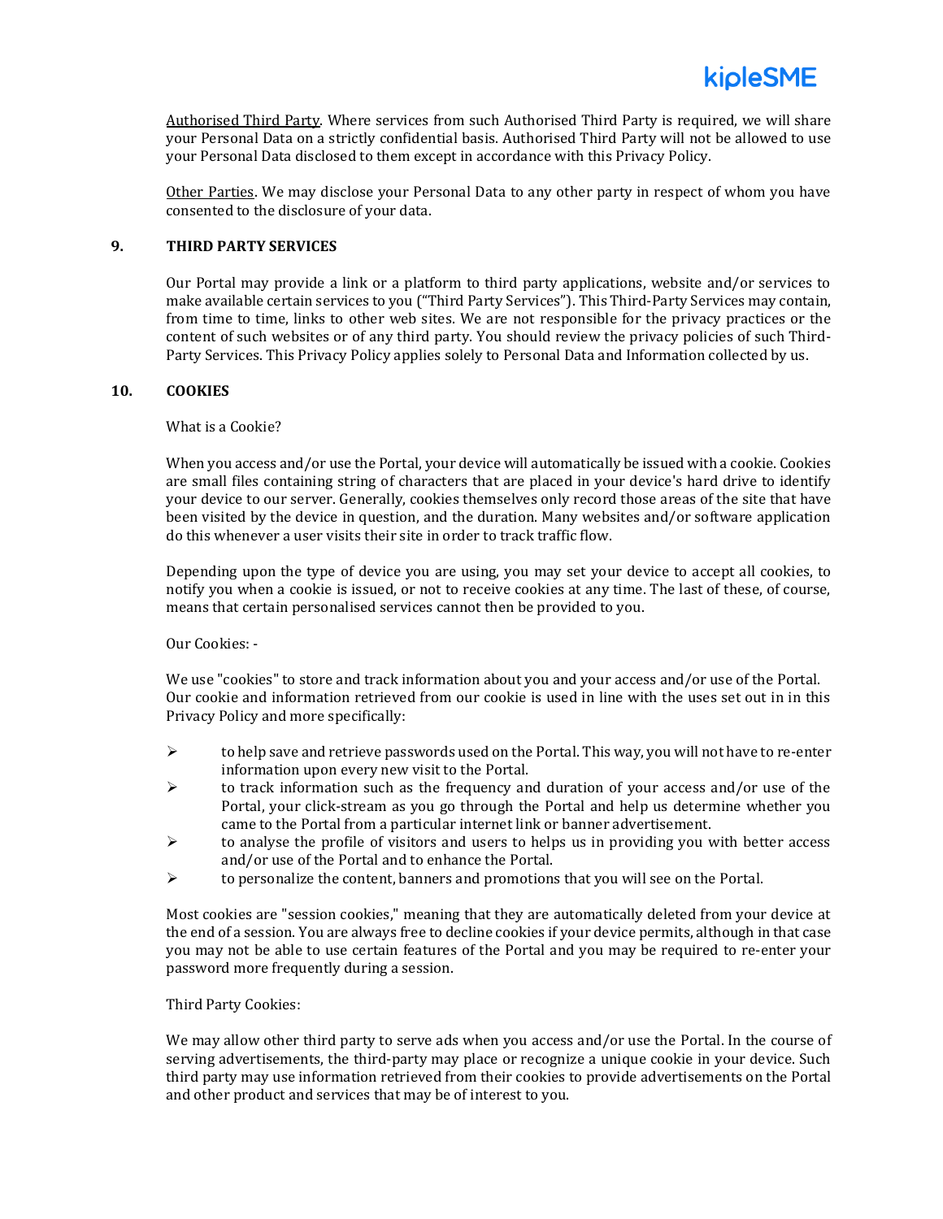Authorised Third Party. Where services from such Authorised Third Party is required, we will share your Personal Data on a strictly confidential basis. Authorised Third Party will not be allowed to use your Personal Data disclosed to them except in accordance with this Privacy Policy.

Other Parties. We may disclose your Personal Data to any other party in respect of whom you have consented to the disclosure of your data.

## 9. THIRD PARTY SERVICES

Our Portal may provide a link or a platform to third party applications, website and/or services to make available certain services to you ("Third Party Services"). This Third-Party Services may contain, from time to time, links to other web sites. We are not responsible for the privacy practices or the content of such websites or of any third party. You should review the privacy policies of such Third-Party Services. This Privacy Policy applies solely to Personal Data and Information collected by us.

## 10. COOKIES

What is a Cookie?

When you access and/or use the Portal, your device will automatically be issued with a cookie. Cookies are small files containing string of characters that are placed in your device's hard drive to identify your device to our server. Generally, cookies themselves only record those areas of the site that have been visited by the device in question, and the duration. Many websites and/or software application do this whenever a user visits their site in order to track traffic flow.

Depending upon the type of device you are using, you may set your device to accept all cookies, to notify you when a cookie is issued, or not to receive cookies at any time. The last of these, of course, means that certain personalised services cannot then be provided to you.

Our Cookies: -

We use "cookies" to store and track information about you and your access and/or use of the Portal. Our cookie and information retrieved from our cookie is used in line with the uses set out in in this Privacy Policy and more specifically:

- to help save and retrieve passwords used on the Portal. This way, you will not have to re-enter information upon every new visit to the Portal.
- to track information such as the frequency and duration of your access and/or use of the Portal, your click-stream as you go through the Portal and help us determine whether you came to the Portal from a particular internet link or banner advertisement.
- to analyse the profile of visitors and users to helps us in providing you with better access and/or use of the Portal and to enhance the Portal.
- to personalize the content, banners and promotions that you will see on the Portal.

Most cookies are "session cookies," meaning that they are automatically deleted from your device at the end of a session. You are always free to decline cookies if your device permits, although in that case you may not be able to use certain features of the Portal and you may be required to re-enter your password more frequently during a session.

Third Party Cookies:

We may allow other third party to serve ads when you access and/or use the Portal. In the course of serving advertisements, the third-party may place or recognize a unique cookie in your device. Such third party may use information retrieved from their cookies to provide advertisements on the Portal and other product and services that may be of interest to you.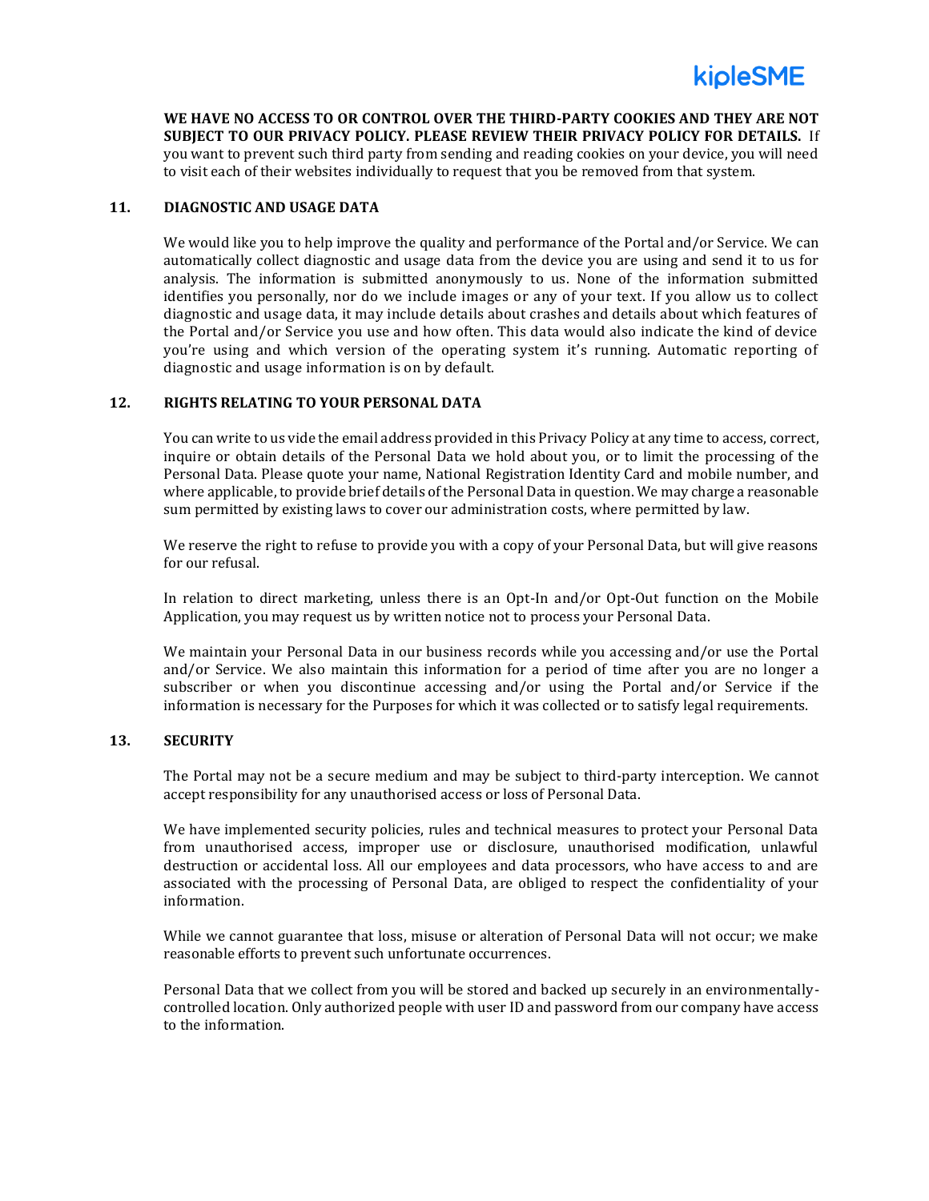**WE HAVE NO ACCESS TO OR CONTROL OVER THE THIRD-PARTY COOKIES AND THEY ARE NOT SUBJECT TO OUR PRIVACY POLICY. PLEASE REVIEW THEIR PRIVACY POLICY FOR DETAILS.** If you want to prevent such third party from sending and reading cookies on your device, you will need to visit each of their websites individually to request that you be removed from that system.

## 11. DIAGNOSTIC AND USAGE DATA

We would like you to help improve the quality and performance of the Portal and/or Service. We can automatically collect diagnostic and usage data from the device you are using and send it to us for analysis. The information is submitted anonymously to us. None of the information submitted identifies you personally, nor do we include images or any of your text. If you allow us to collect diagnostic and usage data, it may include details about crashes and details about which features of the Portal and/or Service you use and how often. This data would also indicate the kind of device you're using and which version of the operating system it's running. Automatic reporting of diagnostic and usage information is on by default.

## 12. RIGHTS RELATING TO YOUR PERSONAL DATA

You can write to us vide the email address provided in this Privacy Policy at any time to access, correct, inquire or obtain details of the Personal Data we hold about you, or to limit the processing of the Personal Data. Please quote your name, National Registration Identity Card and mobile number, and where applicable, to provide brief details of the Personal Data in question. We may charge a reasonable sum permitted by existing laws to cover our administration costs, where permitted by law.

We reserve the right to refuse to provide you with a copy of your Personal Data, but will give reasons for our refusal.

In relation to direct marketing, unless there is an Opt-In and/or Opt-Out function on the Mobile Application, you may request us by written notice not to process your Personal Data.

We maintain your Personal Data in our business records while you accessing and/or use the Portal and/or Service. We also maintain this information for a period of time after you are no longer a subscriber or when you discontinue accessing and/or using the Portal and/or Service if the information is necessary for the Purposes for which it was collected or to satisfy legal requirements.

## 13. SECURITY

The Portal may not be a secure medium and may be subject to third-party interception. We cannot accept responsibility for any unauthorised access or loss of Personal Data.

We have implemented security policies, rules and technical measures to protect your Personal Data from unauthorised access, improper use or disclosure, unauthorised modification, unlawful destruction or accidental loss. All our employees and data processors, who have access to and are associated with the processing of Personal Data, are obliged to respect the confidentiality of your information.

While we cannot guarantee that loss, misuse or alteration of Personal Data will not occur; we make reasonable efforts to prevent such unfortunate occurrences.

Personal Data that we collect from you will be stored and backed up securely in an environmentally-controlled location. Only authorized people with user ID and password from our company have access to the information.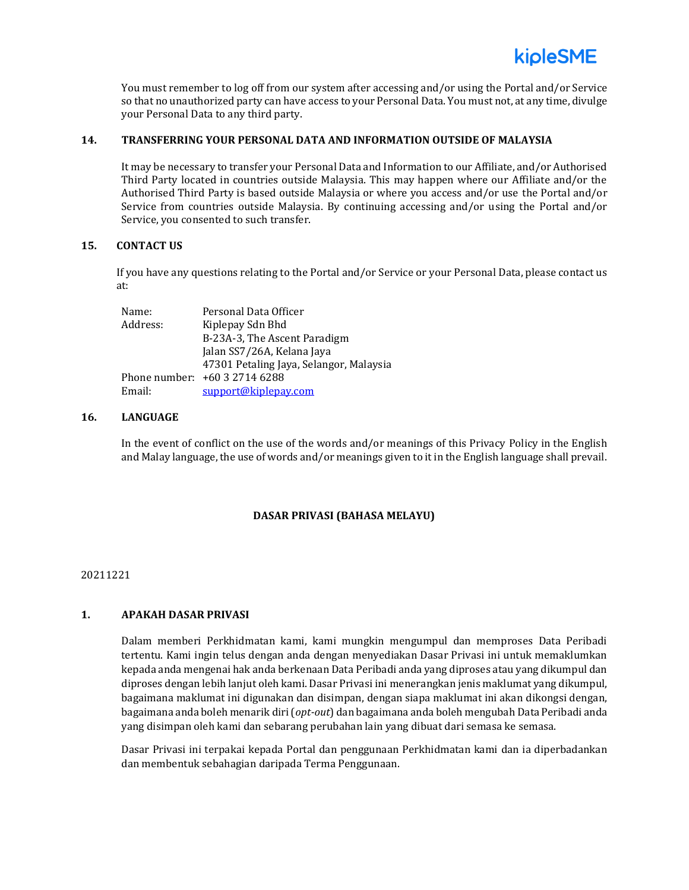You must remember to log off from our system after accessing and/or using the Portal and/or Service so that no unauthorized party can have access to your Personal Data. You must not, at any time, divulge your Personal Data to any third party.

## 14. TRANSFERRING YOUR PERSONAL DATA AND INFORMATION OUTSIDE OF MALAYSIA

It may be necessary to transfer your Personal Data and Information to our Affiliate, and/or Authorised Third Party located in countries outside Malaysia. This may happen where our Affiliate and/or the Authorised Third Party is based outside Malaysia or where you access and/or use the Portal and/or Service from countries outside Malaysia. By continuing accessing and/or using the Portal and/or Service, you consented to such transfer.

## 15. CONTACT US

If you have any questions relating to the Portal and/or Service or your Personal Data, please contact us at:

| | |
|---|---|
| Name: | Personal Data Officer |
| Address: | Kiplepay Sdn Bhd<br>B-23A-3, The Ascent Paradigm<br>Jalan SS7/26A, Kelana Jaya<br>47301 Petaling Jaya, Selangor, Malaysia |
| Phone number: | +60 3 2714 6288 |
| Email: | support@kiplepay.com |

## 16. LANGUAGE

In the event of conflict on the use of the words and/or meanings of this Privacy Policy in the English and Malay language, the use of words and/or meanings given to it in the English language shall prevail.

# DASAR PRIVASI (BAHASA MELAYU)

20211221

## 1. APAKAH DASAR PRIVASI

Dalam memberi Perkhidmatan kami, kami mungkin mengumpul dan memproses Data Peribadi tertentu. Kami ingin telus dengan anda dengan menyediakan Dasar Privasi ini untuk memaklumkan kepada anda mengenai hak anda berkenaan Data Peribadi anda yang diproses atau yang dikumpul dan diproses dengan lebih lanjut oleh kami. Dasar Privasi ini menerangkan jenis maklumat yang dikumpul, bagaimana maklumat ini digunakan dan disimpan, dengan siapa maklumat ini akan dikongsi dengan, bagaimana anda boleh menarik diri (*opt-out*) dan bagaimana anda boleh mengubah Data Peribadi anda yang disimpan oleh kami dan sebarang perubahan lain yang dibuat dari semasa ke semasa.

Dasar Privasi ini terpakai kepada Portal dan penggunaan Perkhidmatan kami dan ia diperbadankan dan membentuk sebahagian daripada Terma Penggunaan.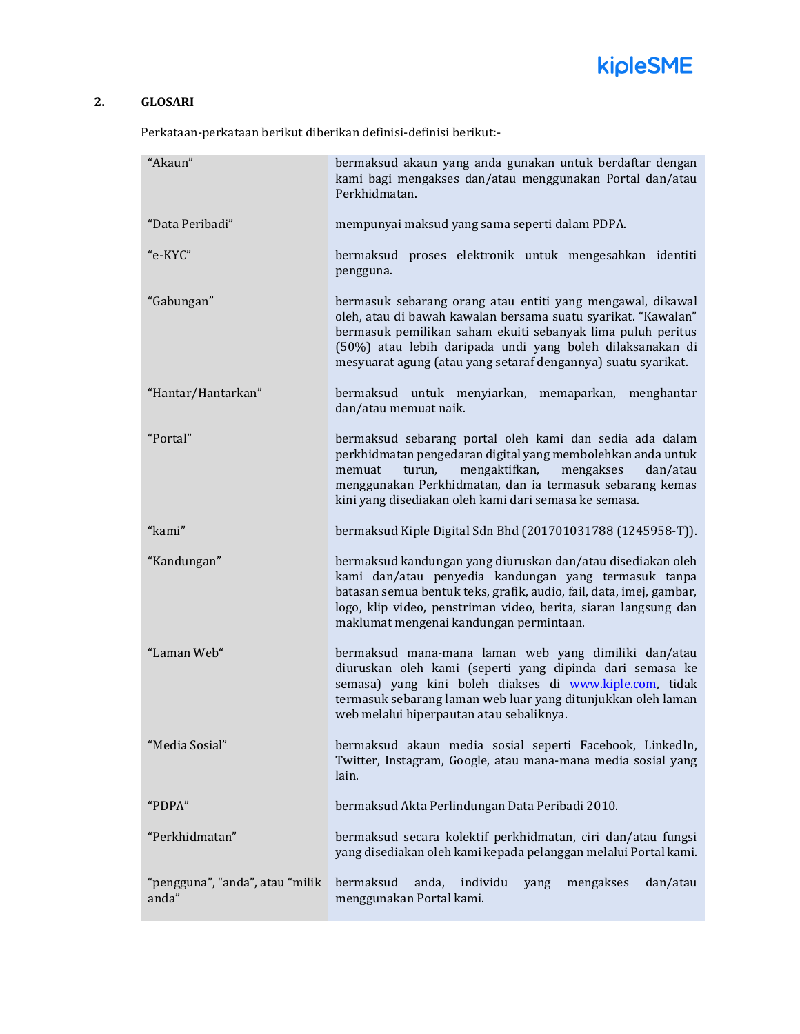## 2. GLOSARI

Perkataan-perkataan berikut diberikan definisi-definisi berikut:-

| Istilah | Definisi |
| --- | --- |
| "Akaun" | bermaksud akaun yang anda gunakan untuk berdaftar dengan kami bagi mengakses dan/atau menggunakan Portal dan/atau Perkhidmatan. |
| "Data Peribadi" | mempunyai maksud yang sama seperti dalam PDPA. |
| "e-KYC" | bermaksud proses elektronik untuk mengesahkan identiti pengguna. |
| "Gabungan" | bermasuk sebarang orang atau entiti yang mengawal, dikawal oleh, atau di bawah kawalan bersama suatu syarikat. "Kawalan" bermasuk pemilikan saham ekuiti sebanyak lima puluh peratus (50%) atau lebih daripada undi yang boleh dilaksanakan di mesyuarat agung (atau yang setaraf dengannya) suatu syarikat. |
| "Hantar/Hantarkan" | bermaksud untuk menyiarkan, memaparkan, menghantar dan/atau memuat naik. |
| "Portal" | bermaksud sebarang portal oleh kami dan sedia ada dalam perkhidmatan pengedaran digital yang membolehkan anda untuk memuat turun, mengaktifkan, mengakses dan/atau menggunakan Perkhidmatan, dan ia termasuk sebarang kemas kini yang disediakan oleh kami dari semasa ke semasa. |
| "kami" | bermaksud Kiple Digital Sdn Bhd (201701031788 (1245958-T)). |
| "Kandungan" | bermaksud kandungan yang diuruskan dan/atau disediakan oleh kami dan/atau penyedia kandungan yang termasuk tanpa batasan semua bentuk teks, grafik, audio, fail, data, imej, gambar, logo, klip video, penstriman video, berita, siaran langsung dan maklumat mengenai kandungan permintaan. |
| "Laman Web" | bermaksud mana-mana laman web yang dimiliki dan/atau diuruskan oleh kami (seperti yang dipinda dari semasa ke semasa) yang kini boleh diakses di www.kiple.com, tidak termasuk sebarang laman web luar yang ditunjukkan oleh laman web melalui hiperpautan atau sebaliknya. |
| "Media Sosial" | bermaksud akaun media sosial seperti Facebook, LinkedIn, Twitter, Instagram, Google, atau mana-mana media sosial yang lain. |
| "PDPA" | bermaksud Akta Perlindungan Data Peribadi 2010. |
| "Perkhidmatan" | bermaksud secara kolektif perkhidmatan, ciri dan/atau fungsi yang disediakan oleh kami kepada pelanggan melalui Portal kami. |
| "pengguna", "anda", atau "milik anda" | bermaksud anda, individu yang mengakses dan/atau menggunakan Portal kami. |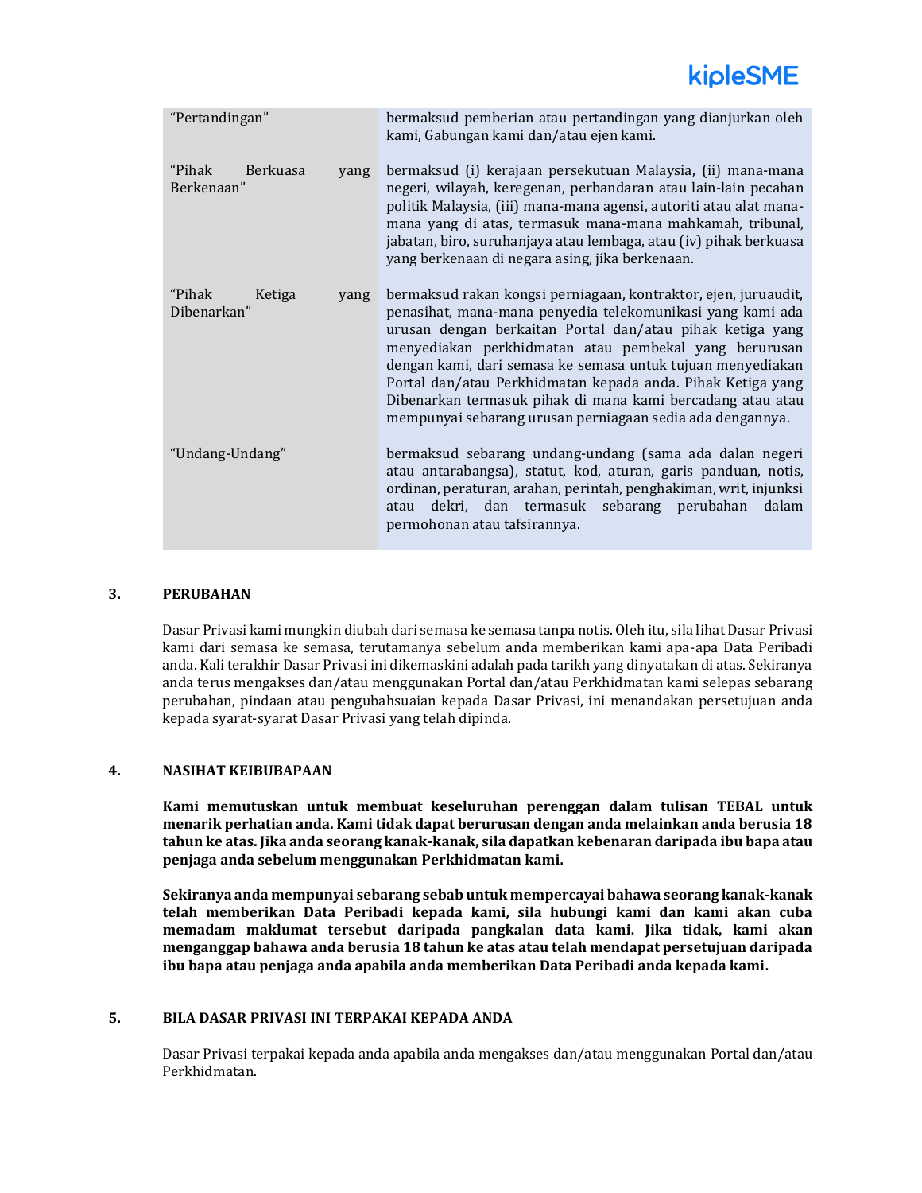| | |
|---|---|
| “Pertandingan” | bermaksud pemberian atau pertandingan yang dianjurkan oleh kami, Gabungan kami dan/atau ejen kami. |
| “Pihak Berkuasa yang Berkenaan” | bermaksud (i) kerajaan persekutuan Malaysia, (ii) mana-mana negeri, wilayah, keregenan, perbandaran atau lain-lain pecahan politik Malaysia, (iii) mana-mana agensi, autoriti atau alat mana-mana yang di atas, termasuk mana-mana mahkamah, tribunal, jabatan, biro, suruhanjaya atau lembaga, atau (iv) pihak berkuasa yang berkenaan di negara asing, jika berkenaan. |
| “Pihak Ketiga yang Dibenarkan” | bermaksud rakan kongsi perniagaan, kontraktor, ejen, juruaudit, penasihat, mana-mana penyedia telekomunikasi yang kami ada urusan dengan berkaitan Portal dan/atau pihak ketiga yang menyediakan perkhidmatan atau pembekal yang berurusan dengan kami, dari semasa ke semasa untuk tujuan menyediakan Portal dan/atau Perkhidmatan kepada anda. Pihak Ketiga yang Dibenarkan termasuk pihak di mana kami bercadang atau atau mempunyai sebarang urusan perniagaan sedia ada dengannya. |
| “Undang-Undang” | bermaksud sebarang undang-undang (sama ada dalan negeri atau antarabangsa), statut, kod, aturan, garis panduan, notis, ordinan, peraturan, arahan, perintah, penghakiman, writ, injunksi atau dekri, dan termasuk sebarang perubahan dalam permohonan atau tafsirannya. |

## 3. PERUBAHAN

Dasar Privasi kami mungkin diubah dari semasa ke semasa tanpa notis. Oleh itu, sila lihat Dasar Privasi kami dari semasa ke semasa, terutamanya sebelum anda memberikan kami apa-apa Data Peribadi anda. Kali terakhir Dasar Privasi ini dikemaskini adalah pada tarikh yang dinyatakan di atas. Sekiranya anda terus mengakses dan/atau menggunakan Portal dan/atau Perkhidmatan kami selepas sebarang perubahan, pindaan atau pengubahsuaian kepada Dasar Privasi, ini menandakan persetujuan anda kepada syarat-syarat Dasar Privasi yang telah dipinda.

## 4. NASIHAT KEIBUBAPAAN

**Kami memutuskan untuk membuat keseluruhan perenggan dalam tulisan TEBAL untuk menarik perhatian anda. Kami tidak dapat berurusan dengan anda melainkan anda berusia 18 tahun ke atas. Jika anda seorang kanak-kanak, sila dapatkan kebenaran daripada ibu bapa atau penjaga anda sebelum menggunakan Perkhidmatan kami.**

**Sekiranya anda mempunyai sebarang sebab untuk mempercayai bahawa seorang kanak-kanak telah memberikan Data Peribadi kepada kami, sila hubungi kami dan kami akan cuba memadam maklumat tersebut daripada pangkalan data kami. Jika tidak, kami akan menganggap bahawa anda berusia 18 tahun ke atas atau telah mendapat persetujuan daripada ibu bapa atau penjaga anda apabila anda memberikan Data Peribadi anda kepada kami.**

## 5. BILA DASAR PRIVASI INI TERPAKAI KEPADA ANDA

Dasar Privasi terpakai kepada anda apabila anda mengakses dan/atau menggunakan Portal dan/atau Perkhidmatan.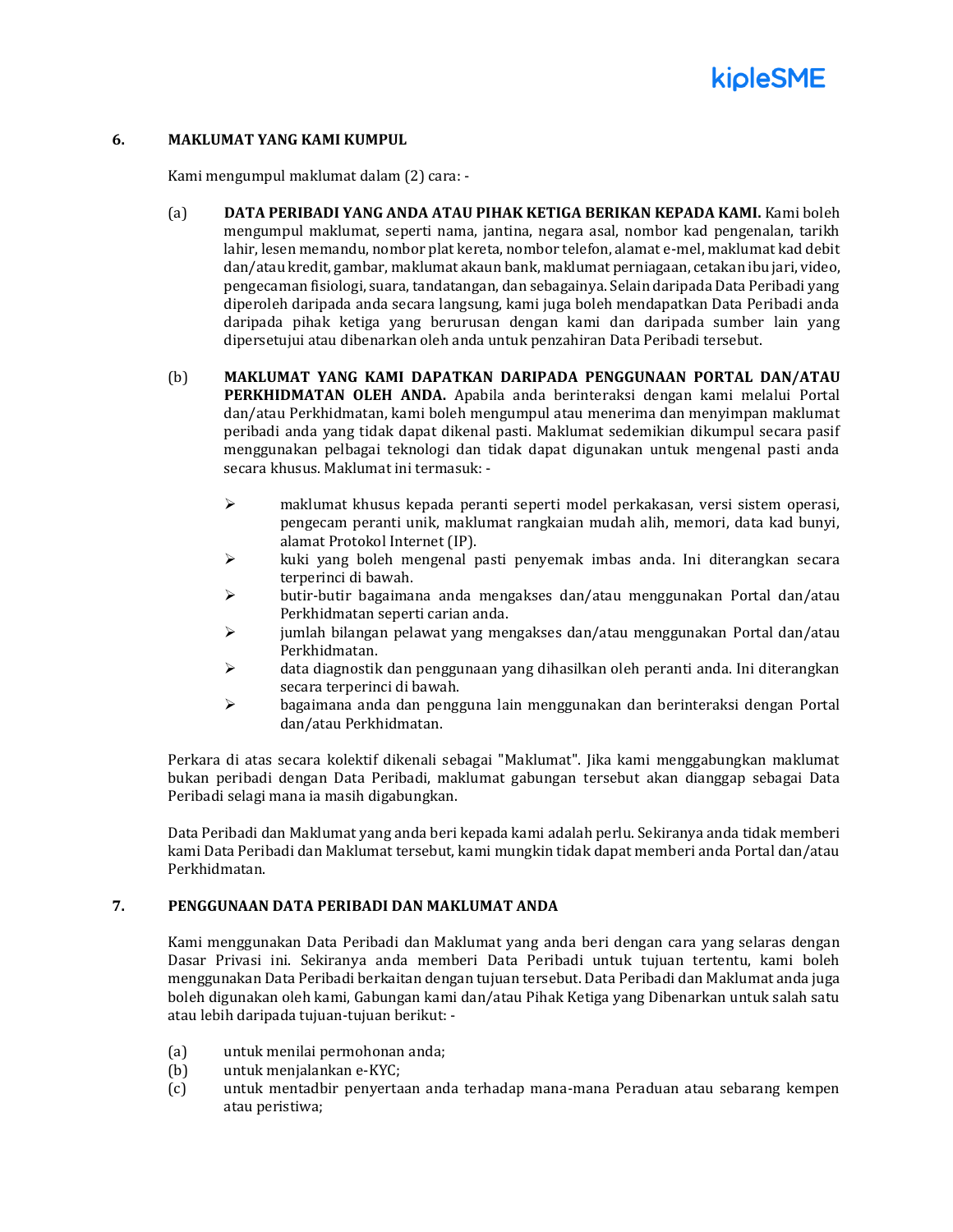## 6. MAKLUMAT YANG KAMI KUMPUL

Kami mengumpul maklumat dalam (2) cara: -

(a) **DATA PERIBADI YANG ANDA ATAU PIHAK KETIGA BERIKAN KEPADA KAMI.** Kami boleh mengumpul maklumat, seperti nama, jantina, negara asal, nombor kad pengenalan, tarikh lahir, lesen memandu, nombor plat kereta, nombor telefon, alamat e-mel, maklumat kad debit dan/atau kredit, gambar, maklumat akaun bank, maklumat perniagaan, cetakan ibu jari, video, pengecaman fisiologi, suara, tandatangan, dan sebagainya. Selain daripada Data Peribadi yang diperoleh daripada anda secara langsung, kami juga boleh mendapatkan Data Peribadi anda daripada pihak ketiga yang berurusan dengan kami dan daripada sumber lain yang dipersetujui atau dibenarkan oleh anda untuk penzahiran Data Peribadi tersebut.

(b) **MAKLUMAT YANG KAMI DAPATKAN DARIPADA PENGGUNAAN PORTAL DAN/ATAU PERKHIDMATAN OLEH ANDA.** Apabila anda berinteraksi dengan kami melalui Portal dan/atau Perkhidmatan, kami boleh mengumpul atau menerima dan menyimpan maklumat peribadi anda yang tidak dapat dikenal pasti. Maklumat sedemikian dikumpul secara pasif menggunakan pelbagai teknologi dan tidak dapat digunakan untuk mengenal pasti anda secara khusus. Maklumat ini termasuk: -

- maklumat khusus kepada peranti seperti model perkakasan, versi sistem operasi, pengecam peranti unik, maklumat rangkaian mudah alih, memori, data kad bunyi, alamat Protokol Internet (IP).
- kuki yang boleh mengenal pasti penyemak imbas anda. Ini diterangkan secara terperinci di bawah.
- butir-butir bagaimana anda mengakses dan/atau menggunakan Portal dan/atau Perkhidmatan seperti carian anda.
- jumlah bilangan pelawat yang mengakses dan/atau menggunakan Portal dan/atau Perkhidmatan.
- data diagnostik dan penggunaan yang dihasilkan oleh peranti anda. Ini diterangkan secara terperinci di bawah.
- bagaimana anda dan pengguna lain menggunakan dan berinteraksi dengan Portal dan/atau Perkhidmatan.

Perkara di atas secara kolektif dikenali sebagai "Maklumat". Jika kami menggabungkan maklumat bukan peribadi dengan Data Peribadi, maklumat gabungan tersebut akan dianggap sebagai Data Peribadi selagi mana ia masih digabungkan.

Data Peribadi dan Maklumat yang anda beri kepada kami adalah perlu. Sekiranya anda tidak memberi kami Data Peribadi dan Maklumat tersebut, kami mungkin tidak dapat memberi anda Portal dan/atau Perkhidmatan.

## 7. PENGGUNAAN DATA PERIBADI DAN MAKLUMAT ANDA

Kami menggunakan Data Peribadi dan Maklumat yang anda beri dengan cara yang selaras dengan Dasar Privasi ini. Sekiranya anda memberi Data Peribadi untuk tujuan tertentu, kami boleh menggunakan Data Peribadi berkaitan dengan tujuan tersebut. Data Peribadi dan Maklumat anda juga boleh digunakan oleh kami, Gabungan kami dan/atau Pihak Ketiga yang Dibenarkan untuk salah satu atau lebih daripada tujuan-tujuan berikut: -

(a) untuk menilai permohonan anda;
(b) untuk menjalankan e-KYC;
(c) untuk mentadbir penyertaan anda terhadap mana-mana Peraduan atau sebarang kempen atau peristiwa;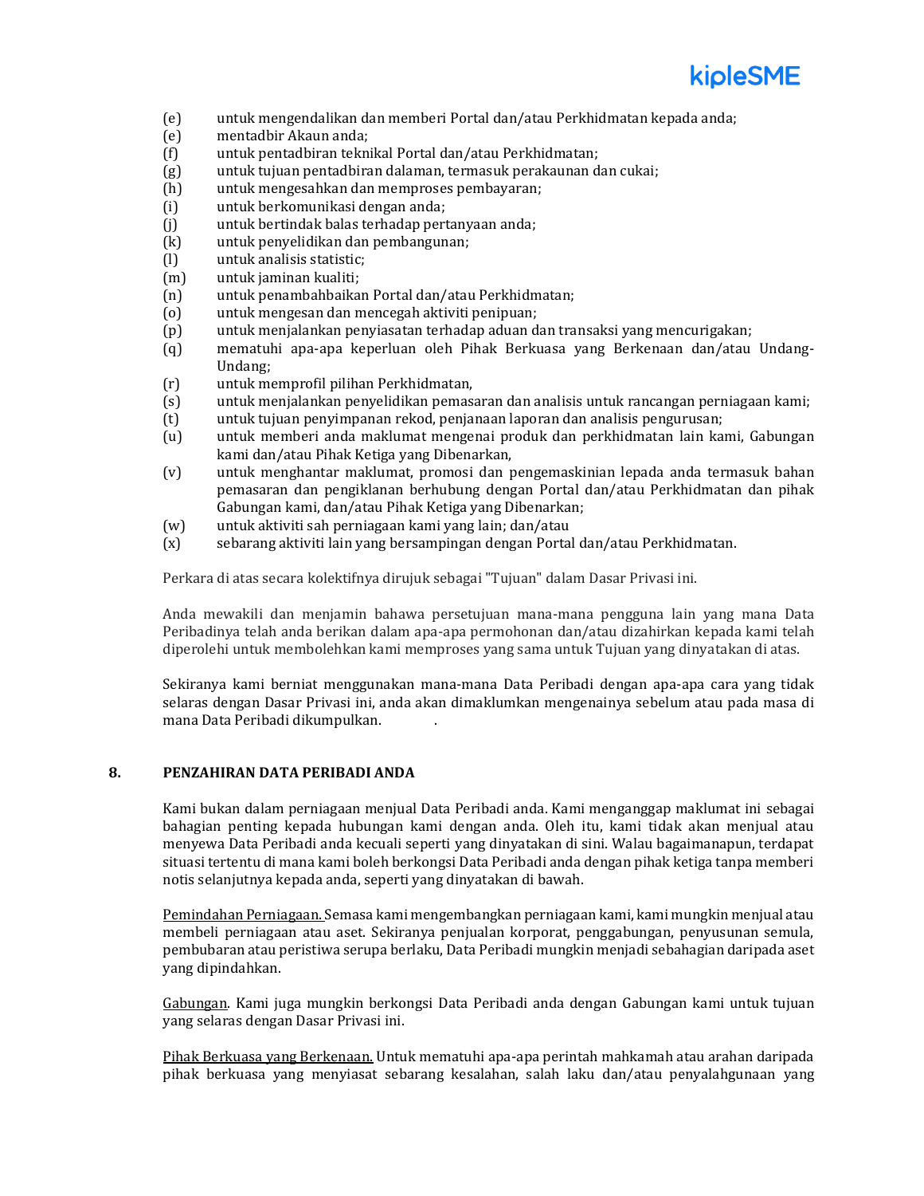(e) untuk mengendalikan dan memberi Portal dan/atau Perkhidmatan kepada anda;
(e) mentadbir Akaun anda;
(f) untuk pentadbiran teknikal Portal dan/atau Perkhidmatan;
(g) untuk tujuan pentadbiran dalaman, termasuk perakaunan dan cukai;
(h) untuk mengesahkan dan memproses pembayaran;
(i) untuk berkomunikasi dengan anda;
(j) untuk bertindak balas terhadap pertanyaan anda;
(k) untuk penyelidikan dan pembangunan;
(l) untuk analisis statistic;
(m) untuk jaminan kualiti;
(n) untuk penambahbaikan Portal dan/atau Perkhidmatan;
(o) untuk mengesan dan mencegah aktiviti penipuan;
(p) untuk menjalankan penyiasatan terhadap aduan dan transaksi yang mencurigakan;
(q) mematuhi apa-apa keperluan oleh Pihak Berkuasa yang Berkenaan dan/atau Undang-Undang;
(r) untuk memprofil pilihan Perkhidmatan,
(s) untuk menjalankan penyelidikan pemasaran dan analisis untuk rancangan perniagaan kami;
(t) untuk tujuan penyimpanan rekod, penjanaan laporan dan analisis pengurusan;
(u) untuk memberi anda maklumat mengenai produk dan perkhidmatan lain kami, Gabungan kami dan/atau Pihak Ketiga yang Dibenarkan,
(v) untuk menghantar maklumat, promosi dan pengemaskinian lepada anda termasuk bahan pemasaran dan pengiklanan berhubung dengan Portal dan/atau Perkhidmatan dan pihak Gabungan kami, dan/atau Pihak Ketiga yang Dibenarkan;
(w) untuk aktiviti sah perniagaan kami yang lain; dan/atau
(x) sebarang aktiviti lain yang bersampingan dengan Portal dan/atau Perkhidmatan.

Perkara di atas secara kolektifnya dirujuk sebagai "Tujuan" dalam Dasar Privasi ini.

Anda mewakili dan menjamin bahawa persetujuan mana-mana pengguna lain yang mana Data Peribadinya telah anda berikan dalam apa-apa permohonan dan/atau dizahirkan kepada kami telah diperolehi untuk membolehkan kami memproses yang sama untuk Tujuan yang dinyatakan di atas.

Sekiranya kami berniat menggunakan mana-mana Data Peribadi dengan apa-apa cara yang tidak selaras dengan Dasar Privasi ini, anda akan dimaklumkan mengenainya sebelum atau pada masa di mana Data Peribadi dikumpulkan.

## 8. PENZAHIRAN DATA PERIBADI ANDA

Kami bukan dalam perniagaan menjual Data Peribadi anda. Kami menganggap maklumat ini sebagai bahagian penting kepada hubungan kami dengan anda. Oleh itu, kami tidak akan menjual atau menyewa Data Peribadi anda kecuali seperti yang dinyatakan di sini. Walau bagaimanapun, terdapat situasi tertentu di mana kami boleh berkongsi Data Peribadi anda dengan pihak ketiga tanpa memberi notis selanjutnya kepada anda, seperti yang dinyatakan di bawah.

Pemindahan Perniagaan. Semasa kami mengembangkan perniagaan kami, kami mungkin menjual atau membeli perniagaan atau aset. Sekiranya penjualan korporat, penggabungan, penyusunan semula, pembubaran atau peristiwa serupa berlaku, Data Peribadi mungkin menjadi sebahagian daripada aset yang dipindahkan.

Gabungan. Kami juga mungkin berkongsi Data Peribadi anda dengan Gabungan kami untuk tujuan yang selaras dengan Dasar Privasi ini.

Pihak Berkuasa yang Berkenaan. Untuk mematuhi apa-apa perintah mahkamah atau arahan daripada pihak berkuasa yang menyiasat sebarang kesalahan, salah laku dan/atau penyalahgunaan yang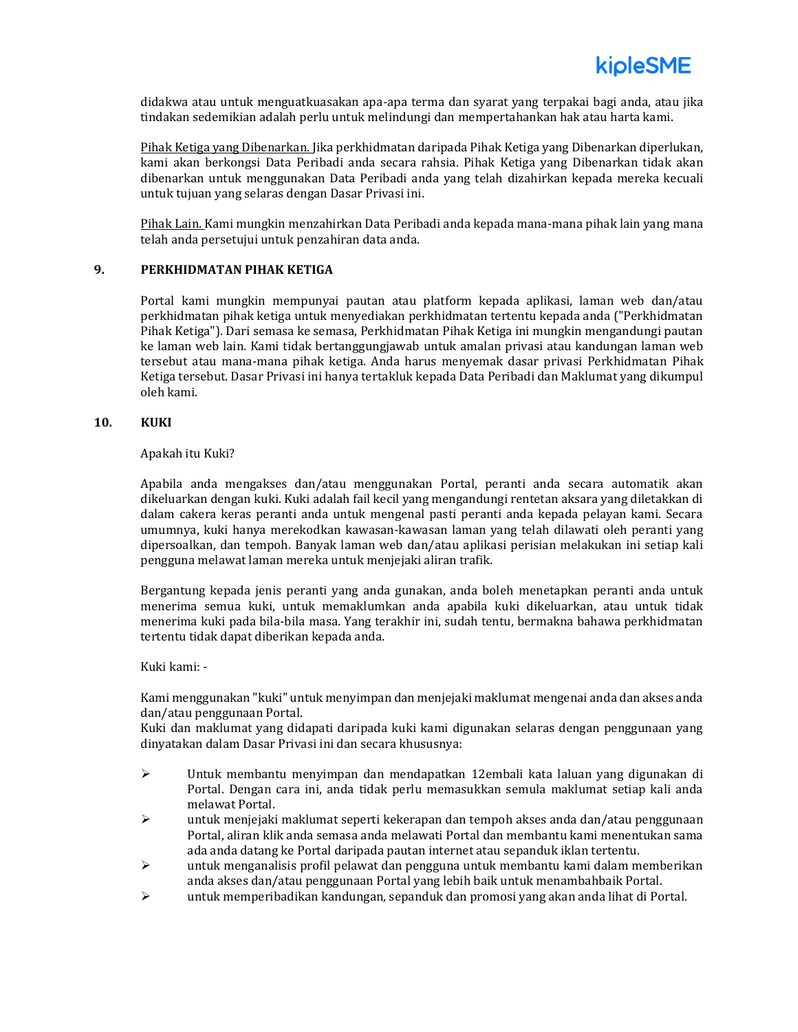didakwa atau untuk menguatkuasakan apa-apa terma dan syarat yang terpakai bagi anda, atau jika tindakan sedemikian adalah perlu untuk melindungi dan mempertahankan hak atau harta kami.

Pihak Ketiga yang Dibenarkan. Jika perkhidmatan daripada Pihak Ketiga yang Dibenarkan diperlukan, kami akan berkongsi Data Peribadi anda secara rahsia. Pihak Ketiga yang Dibenarkan tidak akan dibenarkan untuk menggunakan Data Peribadi anda yang telah dizahirkan kepada mereka kecuali untuk tujuan yang selaras dengan Dasar Privasi ini.

Pihak Lain. Kami mungkin menzahirkan Data Peribadi anda kepada mana-mana pihak lain yang mana telah anda persetujui untuk penzahiran data anda.

## 9. PERKHIDMATAN PIHAK KETIGA

Portal kami mungkin mempunyai pautan atau platform kepada aplikasi, laman web dan/atau perkhidmatan pihak ketiga untuk menyediakan perkhidmatan tertentu kepada anda ("Perkhidmatan Pihak Ketiga"). Dari semasa ke semasa, Perkhidmatan Pihak Ketiga ini mungkin mengandungi pautan ke laman web lain. Kami tidak bertanggungjawab untuk amalan privasi atau kandungan laman web tersebut atau mana-mana pihak ketiga. Anda harus menyemak dasar privasi Perkhidmatan Pihak Ketiga tersebut. Dasar Privasi ini hanya tertakluk kepada Data Peribadi dan Maklumat yang dikumpul oleh kami.

## 10. KUKI

Apakah itu Kuki?

Apabila anda mengakses dan/atau menggunakan Portal, peranti anda secara automatik akan dikeluarkan dengan kuki. Kuki adalah fail kecil yang mengandungi rentetan aksara yang diletakkan di dalam cakera keras peranti anda untuk mengenal pasti peranti anda kepada pelayan kami. Secara umumnya, kuki hanya merekodkan kawasan-kawasan laman yang telah dilawati oleh peranti yang dipersoalkan, dan tempoh. Banyak laman web dan/atau aplikasi perisian melakukan ini setiap kali pengguna melawat laman mereka untuk menjejaki aliran trafik.

Bergantung kepada jenis peranti yang anda gunakan, anda boleh menetapkan peranti anda untuk menerima semua kuki, untuk memaklumkan anda apabila kuki dikeluarkan, atau untuk tidak menerima kuki pada bila-bila masa. Yang terakhir ini, sudah tentu, bermakna bahawa perkhidmatan tertentu tidak dapat diberikan kepada anda.

Kuki kami: -

Kami menggunakan "kuki" untuk menyimpan dan menjejaki maklumat mengenai anda dan akses anda dan/atau penggunaan Portal.
Kuki dan maklumat yang didapati daripada kuki kami digunakan selaras dengan penggunaan yang dinyatakan dalam Dasar Privasi ini dan secara khususnya:

- Untuk membantu menyimpan dan mendapatkan 12embali kata laluan yang digunakan di Portal. Dengan cara ini, anda tidak perlu memasukkan semula maklumat setiap kali anda melawat Portal.
- untuk menjejaki maklumat seperti kekerapan dan tempoh akses anda dan/atau penggunaan Portal, aliran klik anda semasa anda melawati Portal dan membantu kami menentukan sama ada anda datang ke Portal daripada pautan internet atau sepanduk iklan tertentu.
- untuk menganalisis profil pelawat dan pengguna untuk membantu kami dalam memberikan anda akses dan/atau penggunaan Portal yang lebih baik untuk menambahbaik Portal.
- untuk memperibadikan kandungan, sepanduk dan promosi yang akan anda lihat di Portal.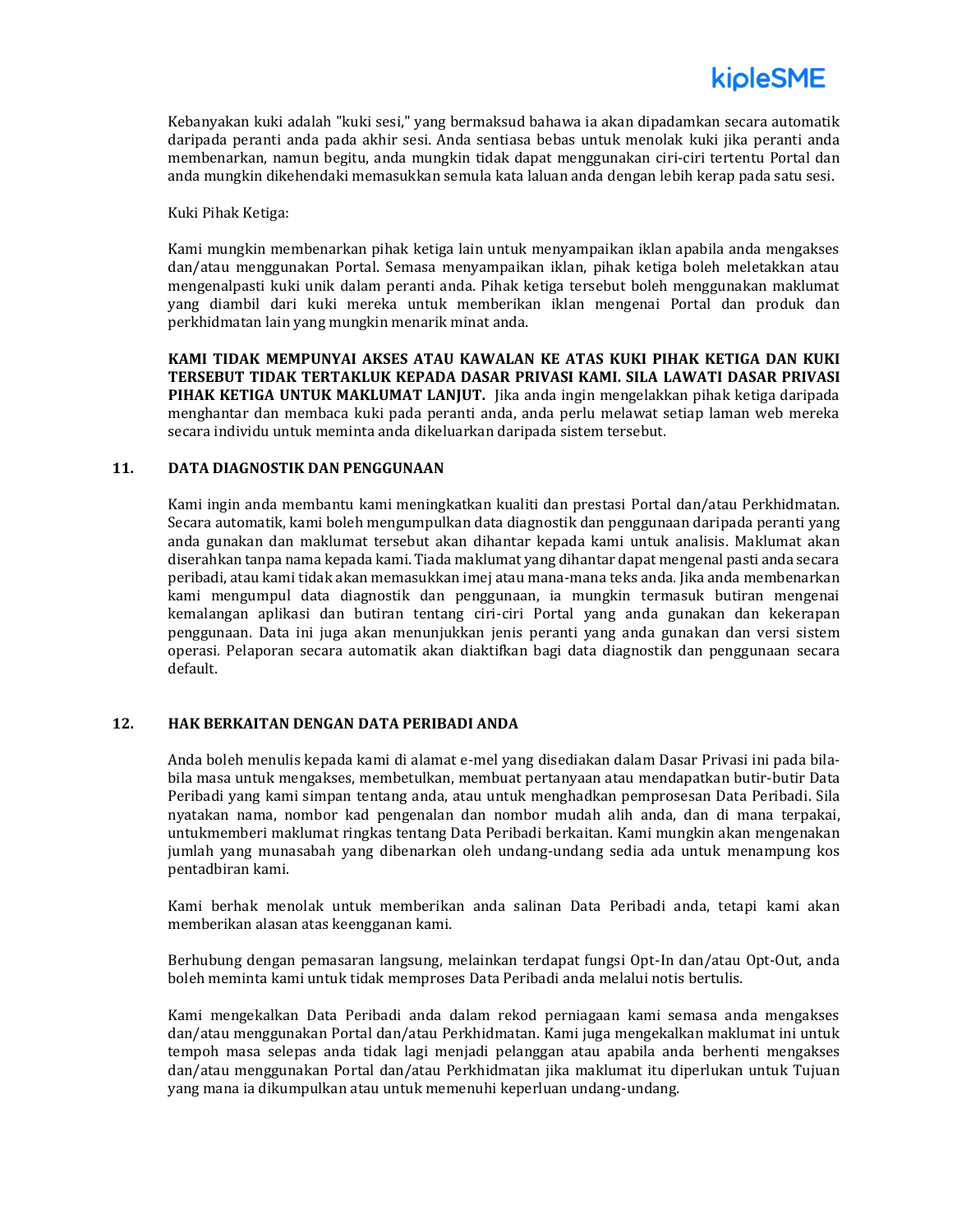Kebanyakan kuki adalah "kuki sesi," yang bermaksud bahawa ia akan dipadamkan secara automatik daripada peranti anda pada akhir sesi. Anda sentiasa bebas untuk menolak kuki jika peranti anda membenarkan, namun begitu, anda mungkin tidak dapat menggunakan ciri-ciri tertentu Portal dan anda mungkin dikehendaki memasukkan semula kata laluan anda dengan lebih kerap pada satu sesi.

Kuki Pihak Ketiga:

Kami mungkin membenarkan pihak ketiga lain untuk menyampaikan iklan apabila anda mengakses dan/atau menggunakan Portal. Semasa menyampaikan iklan, pihak ketiga boleh meletakkan atau mengenalpasti kuki unik dalam peranti anda. Pihak ketiga tersebut boleh menggunakan maklumat yang diambil dari kuki mereka untuk memberikan iklan mengenai Portal dan produk dan perkhidmatan lain yang mungkin menarik minat anda.

**KAMI TIDAK MEMPUNYAI AKSES ATAU KAWALAN KE ATAS KUKI PIHAK KETIGA DAN KUKI TERSEBUT TIDAK TERTAKLUK KEPADA DASAR PRIVASI KAMI. SILA LAWATI DASAR PRIVASI PIHAK KETIGA UNTUK MAKLUMAT LANJUT.** Jika anda ingin mengelakkan pihak ketiga daripada menghantar dan membaca kuki pada peranti anda, anda perlu melawat setiap laman web mereka secara individu untuk meminta anda dikeluarkan daripada sistem tersebut.

## 11. DATA DIAGNOSTIK DAN PENGGUNAAN

Kami ingin anda membantu kami meningkatkan kualiti dan prestasi Portal dan/atau Perkhidmatan. Secara automatik, kami boleh mengumpulkan data diagnostik dan penggunaan daripada peranti yang anda gunakan dan maklumat tersebut akan dihantar kepada kami untuk analisis. Maklumat akan diserahkan tanpa nama kepada kami. Tiada maklumat yang dihantar dapat mengenal pasti anda secara peribadi, atau kami tidak akan memasukkan imej atau mana-mana teks anda. Jika anda membenarkan kami mengumpul data diagnostik dan penggunaan, ia mungkin termasuk butiran mengenai kemalangan aplikasi dan butiran tentang ciri-ciri Portal yang anda gunakan dan kekerapan penggunaan. Data ini juga akan menunjukkan jenis peranti yang anda gunakan dan versi sistem operasi. Pelaporan secara automatik akan diaktifkan bagi data diagnostik dan penggunaan secara default.

## 12. HAK BERKAITAN DENGAN DATA PERIBADI ANDA

Anda boleh menulis kepada kami di alamat e-mel yang disediakan dalam Dasar Privasi ini pada bila-bila masa untuk mengakses, membetulkan, membuat pertanyaan atau mendapatkan butir-butir Data Peribadi yang kami simpan tentang anda, atau untuk menghadkan pemprosesan Data Peribadi. Sila nyatakan nama, nombor kad pengenalan dan nombor mudah alih anda, dan di mana terpakai, untukmemberi maklumat ringkas tentang Data Peribadi berkaitan. Kami mungkin akan mengenakan jumlah yang munasabah yang dibenarkan oleh undang-undang sedia ada untuk menampung kos pentadbiran kami.

Kami berhak menolak untuk memberikan anda salinan Data Peribadi anda, tetapi kami akan memberikan alasan atas keengganan kami.

Berhubung dengan pemasaran langsung, melainkan terdapat fungsi Opt-In dan/atau Opt-Out, anda boleh meminta kami untuk tidak memproses Data Peribadi anda melalui notis bertulis.

Kami mengekalkan Data Peribadi anda dalam rekod perniagaan kami semasa anda mengakses dan/atau menggunakan Portal dan/atau Perkhidmatan. Kami juga mengekalkan maklumat ini untuk tempoh masa selepas anda tidak lagi menjadi pelanggan atau apabila anda berhenti mengakses dan/atau menggunakan Portal dan/atau Perkhidmatan jika maklumat itu diperlukan untuk Tujuan yang mana ia dikumpulkan atau untuk memenuhi keperluan undang-undang.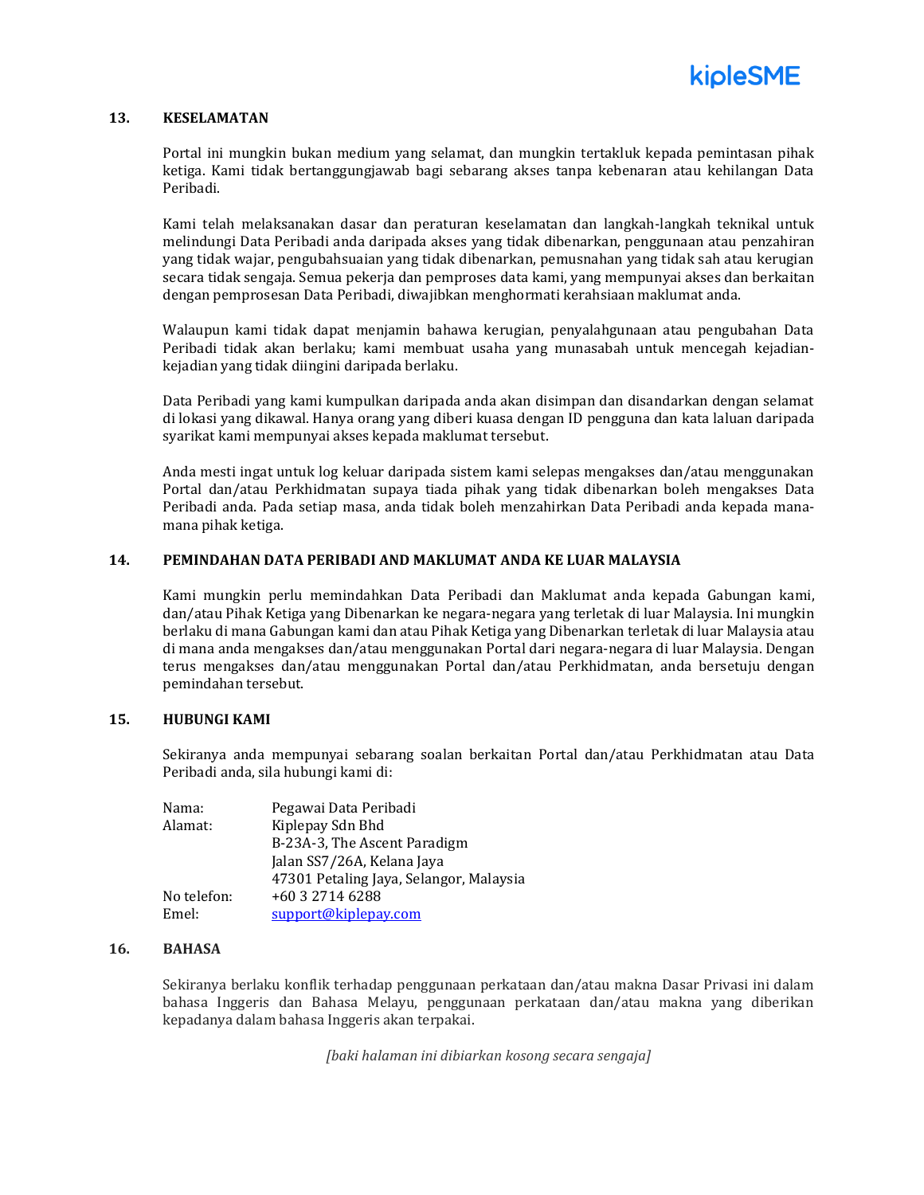## 13. KESELAMATAN

Portal ini mungkin bukan medium yang selamat, dan mungkin tertakluk kepada pemintasan pihak ketiga. Kami tidak bertanggungjawab bagi sebarang akses tanpa kebenaran atau kehilangan Data Peribadi.

Kami telah melaksanakan dasar dan peraturan keselamatan dan langkah-langkah teknikal untuk melindungi Data Peribadi anda daripada akses yang tidak dibenarkan, penggunaan atau penzahiran yang tidak wajar, pengubahsuaian yang tidak dibenarkan, pemusnahan yang tidak sah atau kerugian secara tidak sengaja. Semua pekerja dan pemproses data kami, yang mempunyai akses dan berkaitan dengan pemprosesan Data Peribadi, diwajibkan menghormati kerahsiaan maklumat anda.

Walaupun kami tidak dapat menjamin bahawa kerugian, penyalahgunaan atau pengubahan Data Peribadi tidak akan berlaku; kami membuat usaha yang munasabah untuk mencegah kejadian-kejadian yang tidak diingini daripada berlaku.

Data Peribadi yang kami kumpulkan daripada anda akan disimpan dan disandarkan dengan selamat di lokasi yang dikawal. Hanya orang yang diberi kuasa dengan ID pengguna dan kata laluan daripada syarikat kami mempunyai akses kepada maklumat tersebut.

Anda mesti ingat untuk log keluar daripada sistem kami selepas mengakses dan/atau menggunakan Portal dan/atau Perkhidmatan supaya tiada pihak yang tidak dibenarkan boleh mengakses Data Peribadi anda. Pada setiap masa, anda tidak boleh menzahirkan Data Peribadi anda kepada mana-mana pihak ketiga.

## 14. PEMINDAHAN DATA PERIBADI AND MAKLUMAT ANDA KE LUAR MALAYSIA

Kami mungkin perlu memindahkan Data Peribadi dan Maklumat anda kepada Gabungan kami, dan/atau Pihak Ketiga yang Dibenarkan ke negara-negara yang terletak di luar Malaysia. Ini mungkin berlaku di mana Gabungan kami dan atau Pihak Ketiga yang Dibenarkan terletak di luar Malaysia atau di mana anda mengakses dan/atau menggunakan Portal dari negara-negara di luar Malaysia. Dengan terus mengakses dan/atau menggunakan Portal dan/atau Perkhidmatan, anda bersetuju dengan pemindahan tersebut.

## 15. HUBUNGI KAMI

Sekiranya anda mempunyai sebarang soalan berkaitan Portal dan/atau Perkhidmatan atau Data Peribadi anda, sila hubungi kami di:

| | |
|---|---|
| Nama: | Pegawai Data Peribadi |
| Alamat: | Kiplepay Sdn Bhd<br>B-23A-3, The Ascent Paradigm<br>Jalan SS7/26A, Kelana Jaya<br>47301 Petaling Jaya, Selangor, Malaysia |
| No telefon: | +60 3 2714 6288 |
| Emel: | support@kiplepay.com |

## 16. BAHASA

Sekiranya berlaku konflik terhadap penggunaan perkataan dan/atau makna Dasar Privasi ini dalam bahasa Inggeris dan Bahasa Melayu, penggunaan perkataan dan/atau makna yang diberikan kepadanya dalam bahasa Inggeris akan terpakai.

*[baki halaman ini dibiarkan kosong secara sengaja]*